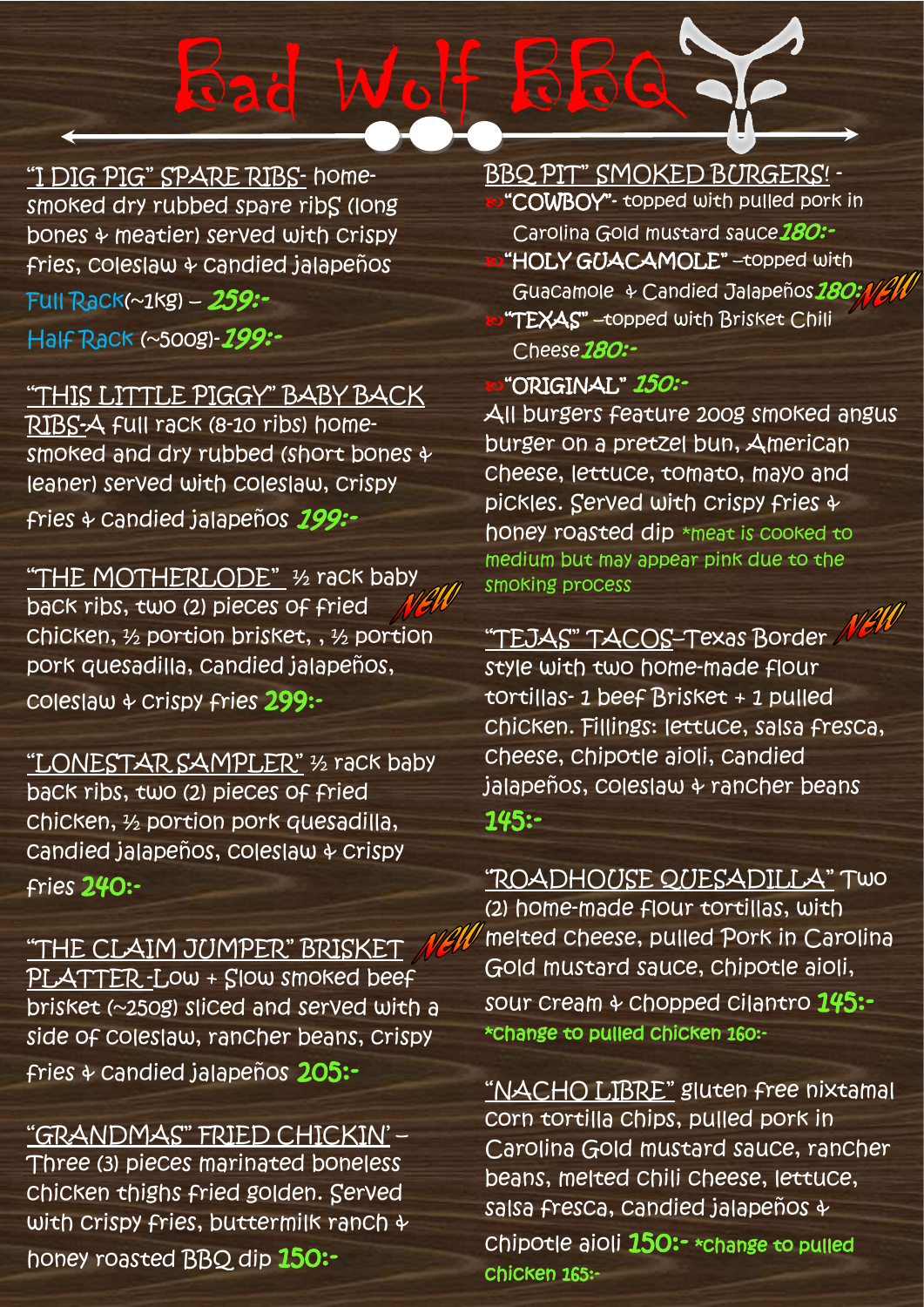# Bad Wolf BBQ

**"I DIG PIG" SPARE RIBS**- home-smoked dry rubbed spare ribs (long bones & meatier) served with crispy fries, coleslaw & candied jalapeños

Full Rack(~1kg) – **259:-**

Half Rack (~500g)-**199:-**

**"THIS LITTLE PIGGY" BABY BACK RIBS**-A full rack (8-10 ribs) home-smoked and dry rubbed (short bones & leaner) served with coleslaw, crispy fries & candied jalapeños **199:-**

**"THE MOTHERLODE"** NEW ½ rack baby back ribs, two (2) pieces of fried chicken, ½ portion brisket, , ½ portion pork quesadilla, candied jalapeños, coleslaw & crispy fries **299:-**

**"LONESTAR SAMPLER"** ½ rack baby back ribs, two (2) pieces of fried chicken, ½ portion pork quesadilla, candied jalapeños, coleslaw & crispy fries **240:-**

**"THE CLAIM JUMPER" BRISKET PLATTER** NEW -Low + Slow smoked beef brisket (~250g) sliced and served with a side of coleslaw, rancher beans, crispy fries & candied jalapeños **205:-**

**"GRANDMAS" FRIED CHICKIN'** – Three (3) pieces marinated boneless chicken thighs fried golden. Served with crispy fries, buttermilk ranch & honey roasted BBQ dip **150:-**

**BBQ PIT" SMOKED BURGERS!** -

- **"COWBOY"**- topped with pulled pork in Carolina Gold mustard sauce **180:-**
- **"HOLY GUACAMOLE"** –topped with Guacamole & Candied Jalapeños **180:-** NEW
- **"TEXAS"** –topped with Brisket Chili Cheese **180:-**
- **"ORIGINAL"** **150:-**

All burgers feature 200g smoked angus burger on a pretzel bun, American cheese, lettuce, tomato, mayo and pickles. Served with crispy fries & honey roasted dip *meat is cooked to medium but may appear pink due to the smoking process

**"TEJAS" TACOS**–Texas Border NEW style with two home-made flour tortillas- 1 beef Brisket + 1 pulled chicken. Fillings: lettuce, salsa fresca, cheese, chipotle aioli, candied jalapeños, coleslaw & rancher beans **145:-**

**"ROADHOUSE QUESADILLA"** Two (2) home-made flour tortillas, with melted cheese, pulled Pork in Carolina Gold mustard sauce, chipotle aioli, sour cream & chopped cilantro **145:-**
*Change to pulled chicken 160:-

**"NACHO LIBRE"** gluten free nixtamal corn tortilla chips, pulled pork in Carolina Gold mustard sauce, rancher beans, melted chili cheese, lettuce, salsa fresca, candied jalapeños & chipotle aioli **150:-** *Change to pulled chicken 165:-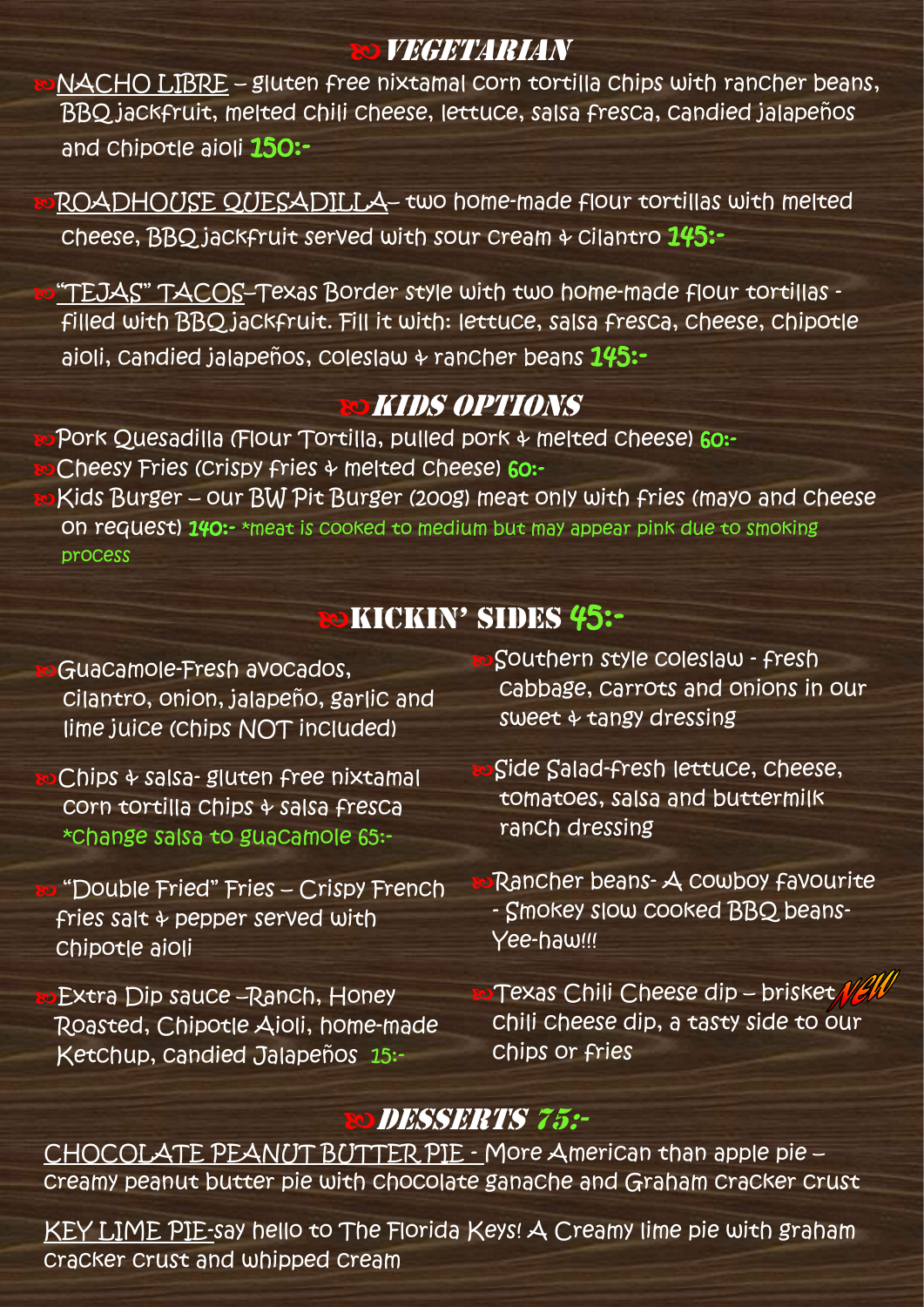## VEGETARIAN

- NACHO LIBRE – gluten free nixtamal corn tortilla chips with rancher beans, BBQ jackfruit, melted chili cheese, lettuce, salsa fresca, candied jalapeños and chipotle aioli **150:-**
- ROADHOUSE QUESADILLA– two home-made flour tortillas with melted cheese, BBQ jackfruit served with sour cream & cilantro **145:-**
- "TEJAS" TACOS–Texas Border style with two home-made flour tortillas - filled with BBQ jackfruit. Fill it with: lettuce, salsa fresca, cheese, chipotle aioli, candied jalapeños, coleslaw & rancher beans **145:-**

## KIDS OPTIONS

- Pork Quesadilla (Flour Tortilla, pulled pork & melted cheese) **60:-**
- Cheesy Fries (crispy fries & melted cheese) **60:-**
- Kids Burger – our BW Pit Burger (200g) meat only with fries (mayo and cheese on request) **140:-** *meat is cooked to medium but may appear pink due to smoking process

## KICKIN' SIDES 45:-

- Guacamole-Fresh avocados, cilantro, onion, jalapeño, garlic and lime juice (chips NOT included)
- Chips & salsa- gluten free nixtamal corn tortilla chips & salsa fresca *change salsa to guacamole 65:-
- "Double Fried" Fries – Crispy French fries salt & pepper served with chipotle aioli
- Extra Dip sauce –Ranch, Honey Roasted, Chipotle Aioli, home-made Ketchup, Candied Jalapeños 15:-
- Southern style coleslaw - fresh cabbage, carrots and onions in our sweet & tangy dressing
- Side Salad-fresh lettuce, cheese, tomatoes, salsa and buttermilk ranch dressing
- Rancher beans- A cowboy favourite - Smokey slow cooked BBQ beans- Yee-haw!!!
- Texas Chili Cheese dip – brisket *New!* chili cheese dip, a tasty side to our chips or fries

## DESSERTS 75:-

CHOCOLATE PEANUT BUTTER PIE - More American than apple pie – creamy peanut butter pie with chocolate ganache and Graham cracker crust

KEY LIME PIE-say hello to The Florida Keys! A Creamy lime pie with graham cracker crust and whipped cream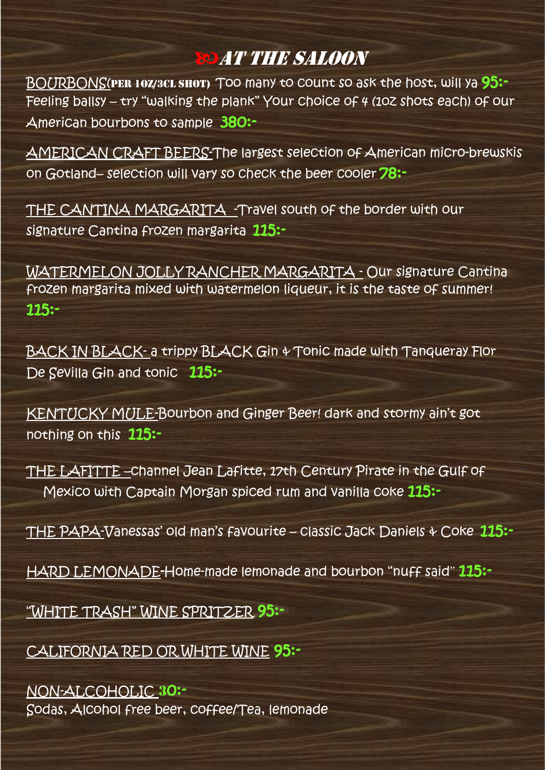# ꧁AT THE SALOON

BOURBONS(PER 1OZ/3CL SHOT) Too many to count so ask the host, will ya **95:-**
Feeling ballsy – try "walking the plank" Your choice of 4 (1oz shots each) of our American bourbons to sample **380:-**

AMERICAN CRAFT BEERS-The largest selection of American micro-brewskis on Gotland– selection will vary so check the beer cooler **78:-**

THE CANTINA MARGARITA -Travel south of the border with our signature Cantina frozen margarita **115:-**

WATERMELON JOLLY RANCHER MARGARITA - Our signature Cantina frozen margarita mixed with watermelon liqueur, it is the taste of summer! **115:-**

BACK IN BLACK- a trippy BLACK Gin & Tonic made with Tanqueray Flor De Sevilla Gin and tonic **115:-**

KENTUCKY MULE-Bourbon and Ginger Beer! dark and stormy ain't got nothing on this **115:-**

THE LAFITTE –channel Jean Lafitte, 17th Century Pirate in the Gulf of Mexico with Captain Morgan spiced rum and vanilla coke **115:-**

THE PAPA-Vanessas' old man's favourite – classic Jack Daniels & Coke **115:-**

HARD LEMONADE-Home-made lemonade and bourbon "nuff said" **115:-**

"WHITE TRASH" WINE SPRITZER **95:-**

CALIFORNIA RED OR WHITE WINE **95:-**

NON-ALCOHOLIC **30:-**
Sodas, Alcohol free beer, coffee/Tea, lemonade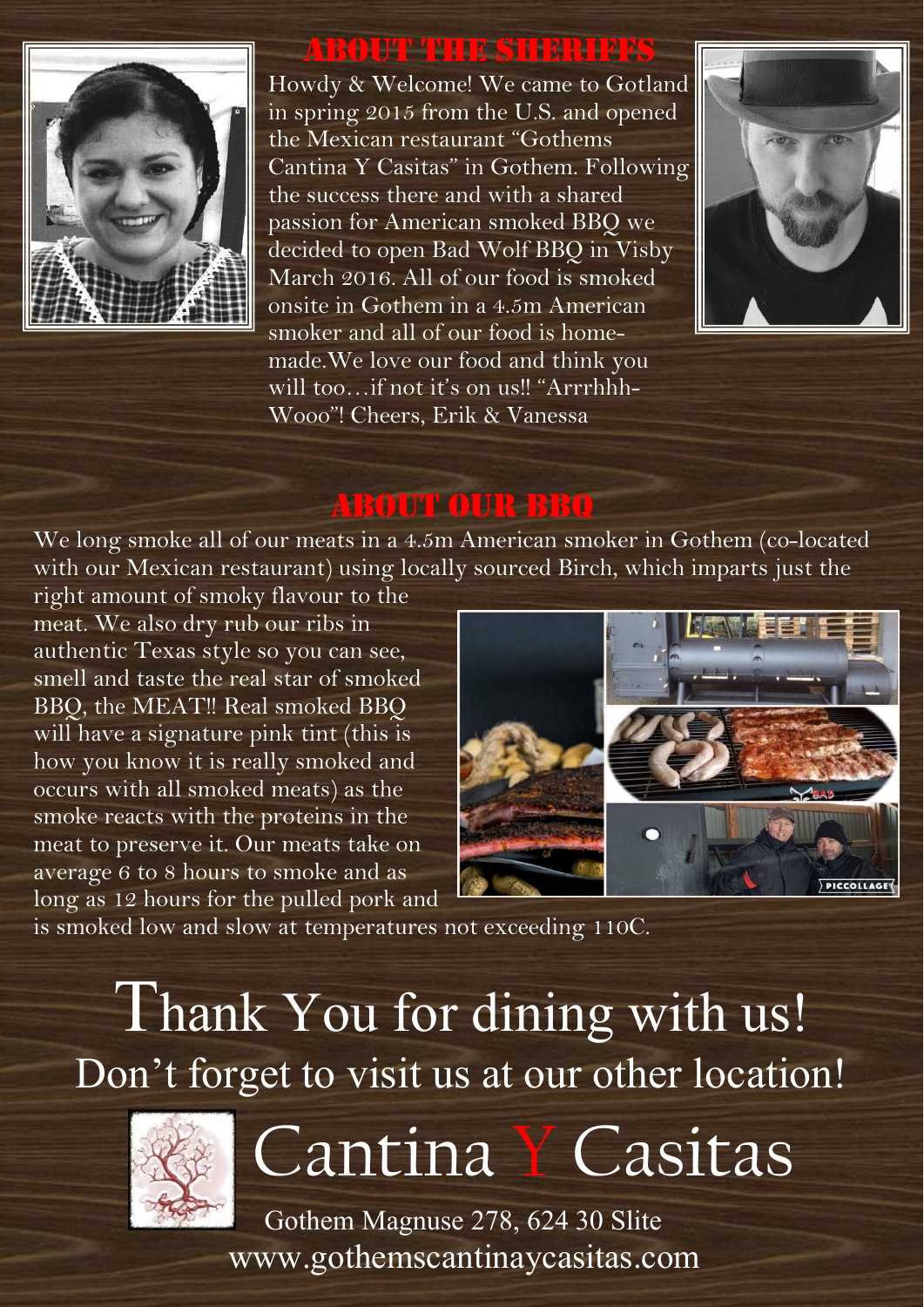## About the Sheriffs

Howdy & Welcome! We came to Gotland in spring 2015 from the U.S. and opened the Mexican restaurant "Gothems Cantina Y Casitas" in Gothem. Following the success there and with a shared passion for American smoked BBQ we decided to open Bad Wolf BBQ in Visby March 2016. All of our food is smoked onsite in Gothem in a 4.5m American smoker and all of our food is home-made.We love our food and think you will too…if not it's on us!! "Arrrhhh-Wooo"! Cheers, Erik & Vanessa

## About our BBQ

We long smoke all of our meats in a 4.5m American smoker in Gothem (co-located with our Mexican restaurant) using locally sourced Birch, which imparts just the right amount of smoky flavour to the meat. We also dry rub our ribs in authentic Texas style so you can see, smell and taste the real star of smoked BBQ, the MEAT!! Real smoked BBQ will have a signature pink tint (this is how you know it is really smoked and occurs with all smoked meats) as the smoke reacts with the proteins in the meat to preserve it. Our meats take on average 6 to 8 hours to smoke and as long as 12 hours for the pulled pork and is smoked low and slow at temperatures not exceeding 110C.

# Thank You for dining with us!

## Don't forget to visit us at our other location!

# Cantina Y Casitas

Gothem Magnuse 278, 624 30 Slite

www.gothemscantinaycasitas.com